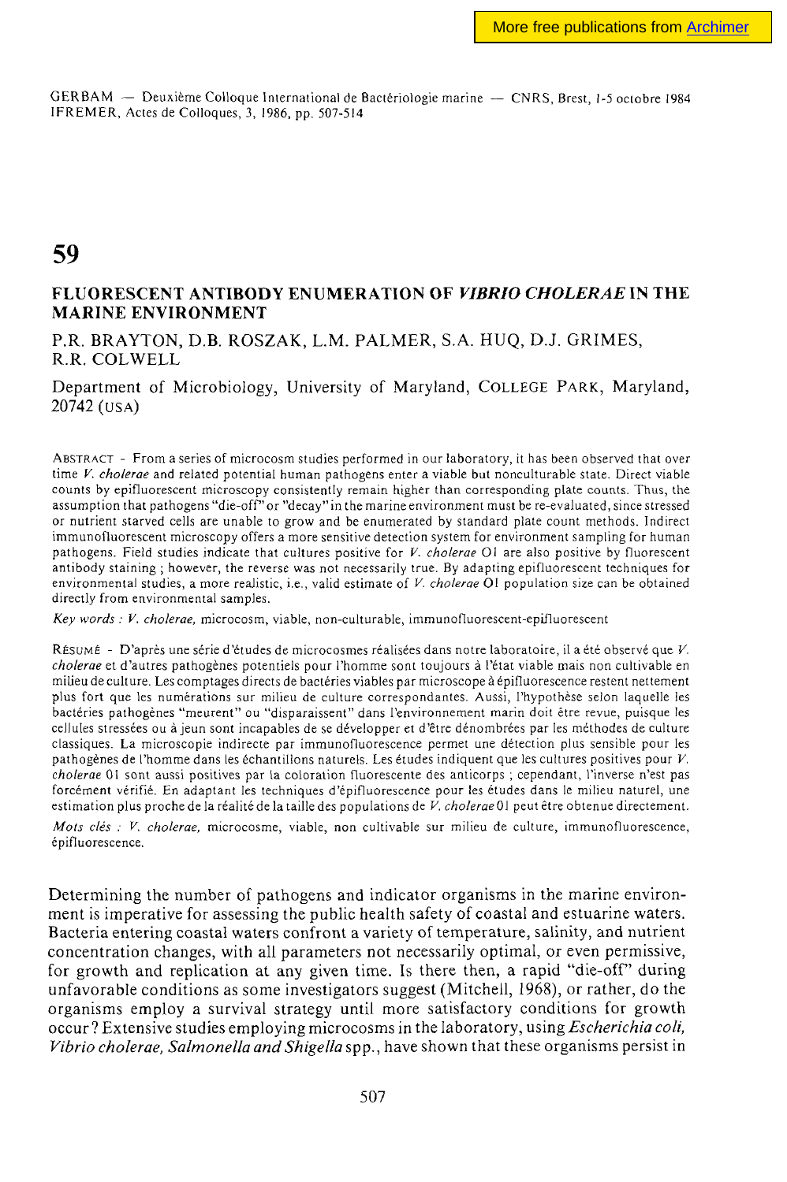GERBAM — Deuxième Colloque International de Bactériologie marine — CNRS, Brest, 1-5 octobre 1984
IFREMER, Actes de Colloques, 3, 1986, pp. 507-514

# 59

## FLUORESCENT ANTIBODY ENUMERATION OF *VIBRIO CHOLERAE* IN THE MARINE ENVIRONMENT

P.R. BRAYTON, D.B. ROSZAK, L.M. PALMER, S.A. HUQ, D.J. GRIMES, R.R. COLWELL

Department of Microbiology, University of Maryland, COLLEGE PARK, Maryland, 20742 (USA)

ABSTRACT - From a series of microcosm studies performed in our laboratory, it has been observed that over time *V. cholerae* and related potential human pathogens enter a viable but nonculturable state. Direct viable counts by epifluorescent microscopy consistently remain higher than corresponding plate counts. Thus, the assumption that pathogens "die-off" or "decay" in the marine environment must be re-evaluated, since stressed or nutrient starved cells are unable to grow and be enumerated by standard plate count methods. Indirect immunofluorescent microscopy offers a more sensitive detection system for environment sampling for human pathogens. Field studies indicate that cultures positive for *V. cholerae* O1 are also positive by fluorescent antibody staining ; however, the reverse was not necessarily true. By adapting epifluorescent techniques for environmental studies, a more realistic, i.e., valid estimate of *V. cholerae* O1 population size can be obtained directly from environmental samples.

*Key words : V. cholerae*, microcosm, viable, non-culturable, immunofluorescent-epifluorescent

RÉSUMÉ - D'après une série d'études de microcosmes réalisées dans notre laboratoire, il a été observé que *V. cholerae* et d'autres pathogènes potentiels pour l'homme sont toujours à l'état viable mais non cultivable en milieu de culture. Les comptages directs de bactéries viables par microscope à épifluorescence restent nettement plus fort que les numérations sur milieu de culture correspondantes. Aussi, l'hypothèse selon laquelle les bactéries pathogènes "meurent" ou "disparaissent" dans l'environnement marin doit être revue, puisque les cellules stressées ou à jeun sont incapables de se développer et d'être dénombrées par les méthodes de culture classiques. La microscopie indirecte par immunofluorescence permet une détection plus sensible pour les pathogènes de l'homme dans les échantillons naturels. Les études indiquent que les cultures positives pour *V. cholerae* 01 sont aussi positives par la coloration fluorescente des anticorps ; cependant, l'inverse n'est pas forcément vérifié. En adaptant les techniques d'épifluorescence pour les études dans le milieu naturel, une estimation plus proche de la réalité de la taille des populations de *V. cholerae* 01 peut être obtenue directement.

*Mots clés : V. cholerae*, microcosme, viable, non cultivable sur milieu de culture, immunofluorescence, épifluorescence.

Determining the number of pathogens and indicator organisms in the marine environment is imperative for assessing the public health safety of coastal and estuarine waters. Bacteria entering coastal waters confront a variety of temperature, salinity, and nutrient concentration changes, with all parameters not necessarily optimal, or even permissive, for growth and replication at any given time. Is there then, a rapid "die-off" during unfavorable conditions as some investigators suggest (Mitchell, 1968), or rather, do the organisms employ a survival strategy until more satisfactory conditions for growth occur? Extensive studies employing microcosms in the laboratory, using *Escherichia coli, Vibrio cholerae, Salmonella and Shigella* spp., have shown that these organisms persist in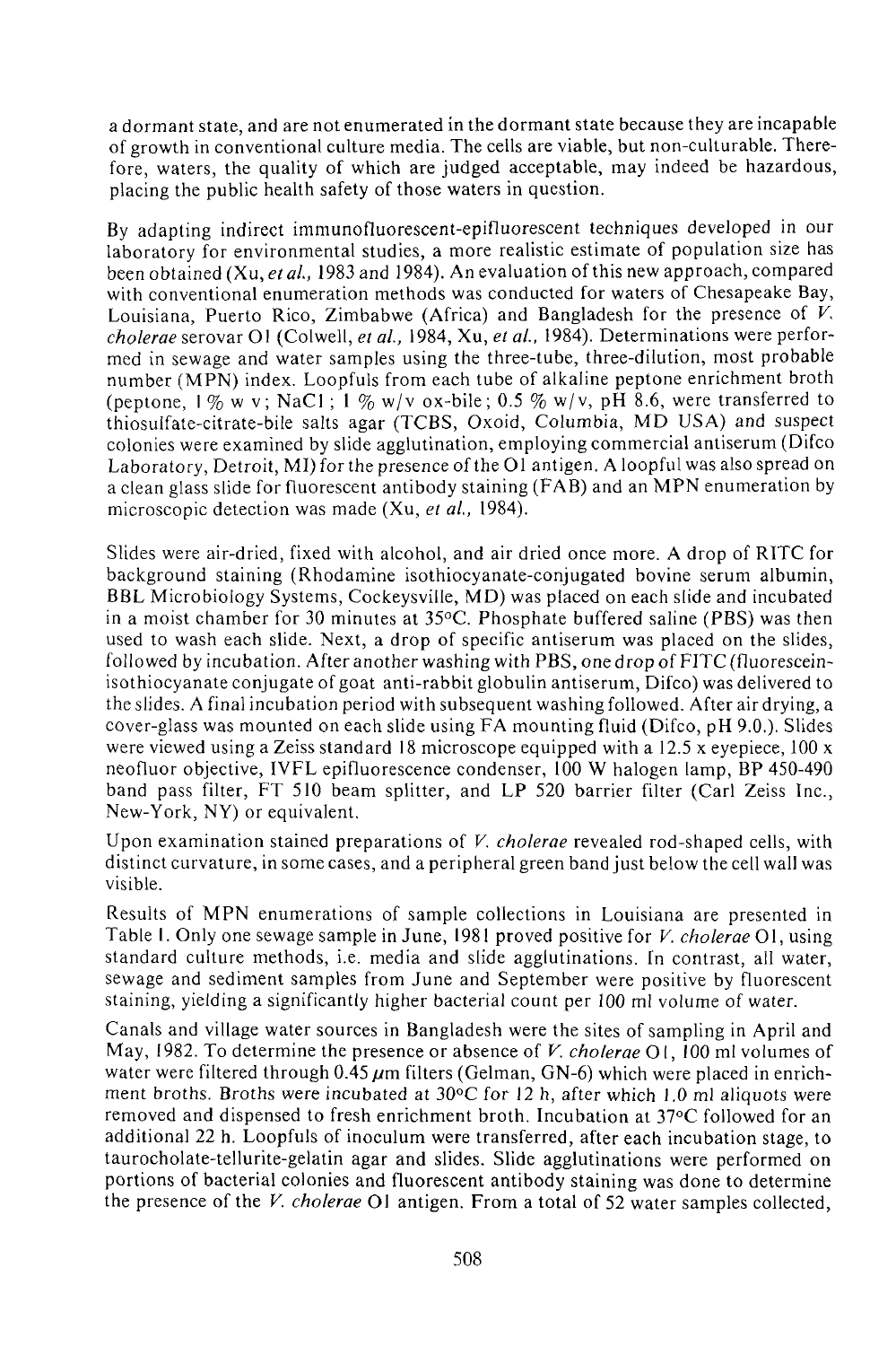a dormant state, and are not enumerated in the dormant state because they are incapable of growth in conventional culture media. The cells are viable, but non-culturable. Therefore, waters, the quality of which are judged acceptable, may indeed be hazardous, placing the public health safety of those waters in question.

By adapting indirect immunofluorescent-epifluorescent techniques developed in our laboratory for environmental studies, a more realistic estimate of population size has been obtained (Xu, *et al.*, 1983 and 1984). An evaluation of this new approach, compared with conventional enumeration methods was conducted for waters of Chesapeake Bay, Louisiana, Puerto Rico, Zimbabwe (Africa) and Bangladesh for the presence of *V. cholerae* serovar O1 (Colwell, *et al.*, 1984, Xu, *et al.*, 1984). Determinations were performed in sewage and water samples using the three-tube, three-dilution, most probable number (MPN) index. Loopfuls from each tube of alkaline peptone enrichment broth (peptone, 1 % w v; NaCl ; 1 % w/v ox-bile ; 0.5 % w/v, pH 8.6, were transferred to thiosulfate-citrate-bile salts agar (TCBS, Oxoid, Columbia, MD USA) and suspect colonies were examined by slide agglutination, employing commercial antiserum (Difco Laboratory, Detroit, MI) for the presence of the O1 antigen. A loopful was also spread on a clean glass slide for fluorescent antibody staining (FAB) and an MPN enumeration by microscopic detection was made (Xu, *et al.*, 1984).

Slides were air-dried, fixed with alcohol, and air dried once more. A drop of RITC for background staining (Rhodamine isothiocyanate-conjugated bovine serum albumin, BBL Microbiology Systems, Cockeysville, MD) was placed on each slide and incubated in a moist chamber for 30 minutes at 35°C. Phosphate buffered saline (PBS) was then used to wash each slide. Next, a drop of specific antiserum was placed on the slides, followed by incubation. After another washing with PBS, one drop of FITC (fluorescein-isothiocyanate conjugate of goat anti-rabbit globulin antiserum, Difco) was delivered to the slides. A final incubation period with subsequent washing followed. After air drying, a cover-glass was mounted on each slide using FA mounting fluid (Difco, pH 9.0.). Slides were viewed using a Zeiss standard 18 microscope equipped with a 12.5 x eyepiece, 100 x neofluor objective, IVFL epifluorescence condenser, 100 W halogen lamp, BP 450-490 band pass filter, FT 510 beam splitter, and LP 520 barrier filter (Carl Zeiss Inc., New-York, NY) or equivalent.

Upon examination stained preparations of *V. cholerae* revealed rod-shaped cells, with distinct curvature, in some cases, and a peripheral green band just below the cell wall was visible.

Results of MPN enumerations of sample collections in Louisiana are presented in Table I. Only one sewage sample in June, 1981 proved positive for *V. cholerae* O1, using standard culture methods, i.e. media and slide agglutinations. In contrast, all water, sewage and sediment samples from June and September were positive by fluorescent staining, yielding a significantly higher bacterial count per 100 ml volume of water.

Canals and village water sources in Bangladesh were the sites of sampling in April and May, 1982. To determine the presence or absence of *V. cholerae* O1, 100 ml volumes of water were filtered through 0.45 $\mu$m filters (Gelman, GN-6) which were placed in enrichment broths. Broths were incubated at 30°C for 12 h, after which 1.0 ml aliquots were removed and dispensed to fresh enrichment broth. Incubation at 37°C followed for an additional 22 h. Loopfuls of inoculum were transferred, after each incubation stage, to taurocholate-tellurite-gelatin agar and slides. Slide agglutinations were performed on portions of bacterial colonies and fluorescent antibody staining was done to determine the presence of the *V. cholerae* O1 antigen. From a total of 52 water samples collected,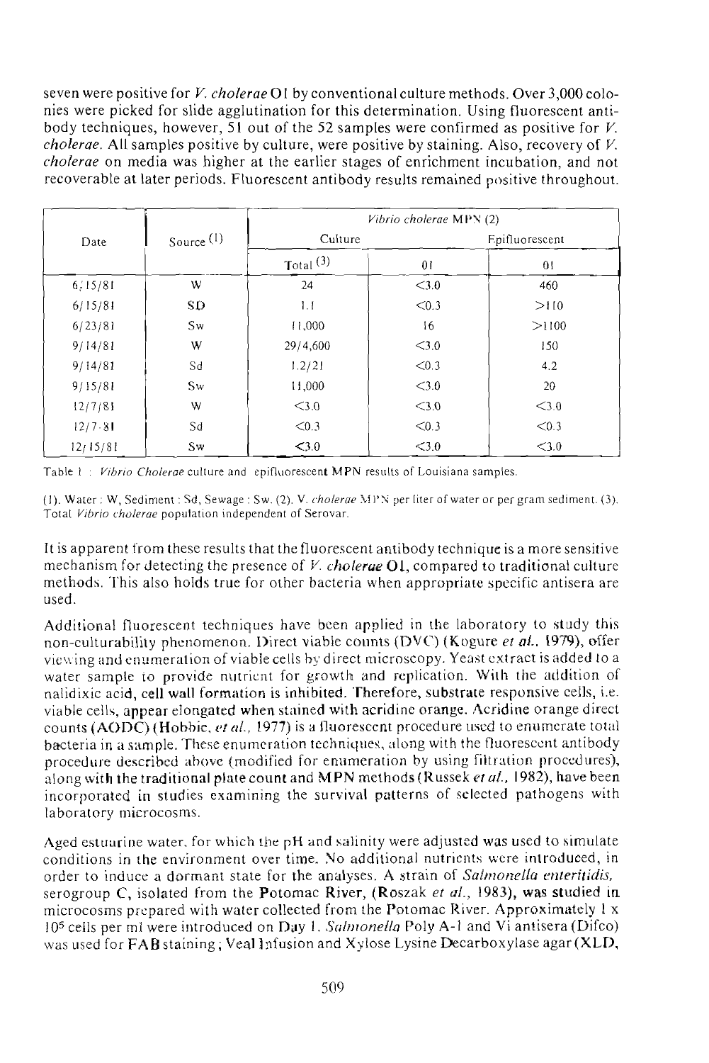seven were positive for *V. cholerae* O1 by conventional culture methods. Over 3,000 colonies were picked for slide agglutination for this determination. Using fluorescent antibody techniques, however, 51 out of the 52 samples were confirmed as positive for *V. cholerae*. All samples positive by culture, were positive by staining. Also, recovery of *V. cholerae* on media was higher at the earlier stages of enrichment incubation, and not recoverable at later periods. Fluorescent antibody results remained positive throughout.

| Date | Source (1) | *Vibrio cholerae* MPN (2) | | |
|---|---|---|---|---|
| | | Culture | | Epifluorescent |
| | | Total (3) | 01 | 01 |
| 6/15/81 | W | 24 | <3.0 | 460 |
| 6/15/81 | SD | 1.1 | <0.3 | >110 |
| 6/23/81 | Sw | 11,000 | 16 | >1100 |
| 9/14/81 | W | 29/4,600 | <3.0 | 150 |
| 9/14/81 | Sd | 1.2/21 | <0.3 | 4.2 |
| 9/15/81 | Sw | 11,000 | <3.0 | 20 |
| 12/7/81 | W | <3.0 | <3.0 | <3.0 |
| 12/7/81 | Sd | <0.3 | <0.3 | <0.3 |
| 12/15/81 | Sw | <3.0 | <3.0 | <3.0 |

Table 1 : *Vibrio Cholerae* culture and epifluorescent MPN results of Louisiana samples.

(1). Water : W, Sediment : Sd, Sewage : Sw. (2). V. *cholerae* MPN per liter of water or per gram sediment. (3). Total *Vibrio cholerae* population independent of Serovar.

It is apparent from these results that the fluorescent antibody technique is a more sensitive mechanism for detecting the presence of *V. cholerae* O1, compared to traditional culture methods. This also holds true for other bacteria when appropriate specific antisera are used.

Additional fluorescent techniques have been applied in the laboratory to study this non-culturability phenomenon. Direct viable counts (DVC) (Kogure *et al.*, 1979), offer viewing and enumeration of viable cells by direct microscopy. Yeast extract is added to a water sample to provide nutrient for growth and replication. With the addition of nalidixic acid, cell wall formation is inhibited. Therefore, substrate responsive cells, i.e. viable cells, appear elongated when stained with acridine orange. Acridine orange direct counts (AODC) (Hobbie, *et al.*, 1977) is a fluorescent procedure used to enumerate total bacteria in a sample. These enumeration techniques, along with the fluorescent antibody procedure described above (modified for enumeration by using filtration procedures), along with the traditional plate count and MPN methods (Russek *et al.*, 1982), have been incorporated in studies examining the survival patterns of selected pathogens with laboratory microcosms.

Aged estuarine water, for which the pH and salinity were adjusted was used to simulate conditions in the environment over time. No additional nutrients were introduced, in order to induce a dormant state for the analyses. A strain of *Salmonella enteritidis*, serogroup C, isolated from the Potomac River, (Roszak *et al.*, 1983), was studied in microcosms prepared with water collected from the Potomac River. Approximately 1 x $10^5$ cells per ml were introduced on Day 1. *Salmonella* Poly A-1 and Vi antisera (Difco) was used for FAB staining; Veal Infusion and Xylose Lysine Decarboxylase agar (XLD,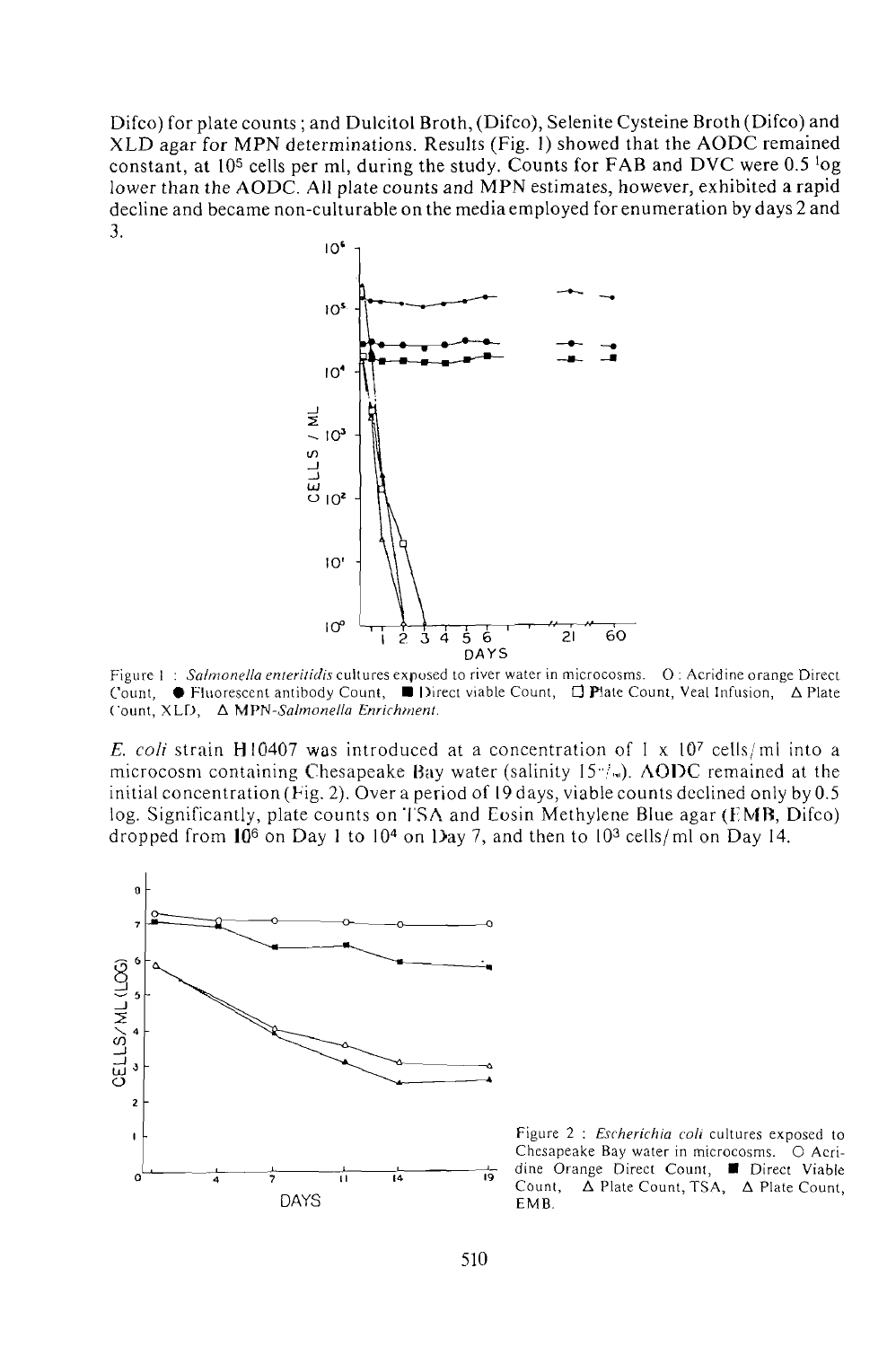Difco) for plate counts; and Dulcitol Broth, (Difco), Selenite Cysteine Broth (Difco) and XLD agar for MPN determinations. Results (Fig. 1) showed that the AODC remained constant, at $10^5$ cells per ml, during the study. Counts for FAB and DVC were 0.5 log lower than the AODC. All plate counts and MPN estimates, however, exhibited a rapid decline and became non-culturable on the media employed for enumeration by days 2 and 3.

Figure 1 : *Salmonella enteritidis* cultures exposed to river water in microcosms. O : Acridine orange Direct Count, ● Fluorescent antibody Count, ■ Direct viable Count, □ Plate Count, Veal Infusion, Δ Plate Count, XLD, Δ MPN-*Salmonella Enrichment*.

*E. coli* strain H10407 was introduced at a concentration of $1 \times 10^7$ cells/ml into a microcosm containing Chesapeake Bay water (salinity 15‰). AODC remained at the initial concentration (Fig. 2). Over a period of 19 days, viable counts declined only by 0.5 log. Significantly, plate counts on TSA and Eosin Methylene Blue agar (EMB, Difco) dropped from $10^6$ on Day 1 to $10^4$ on Day 7, and then to $10^3$ cells/ml on Day 14.

Figure 2 : *Escherichia coli* cultures exposed to Chesapeake Bay water in microcosms. O Acridine Orange Direct Count, ■ Direct Viable Count, Δ Plate Count, TSA, Δ Plate Count, EMB.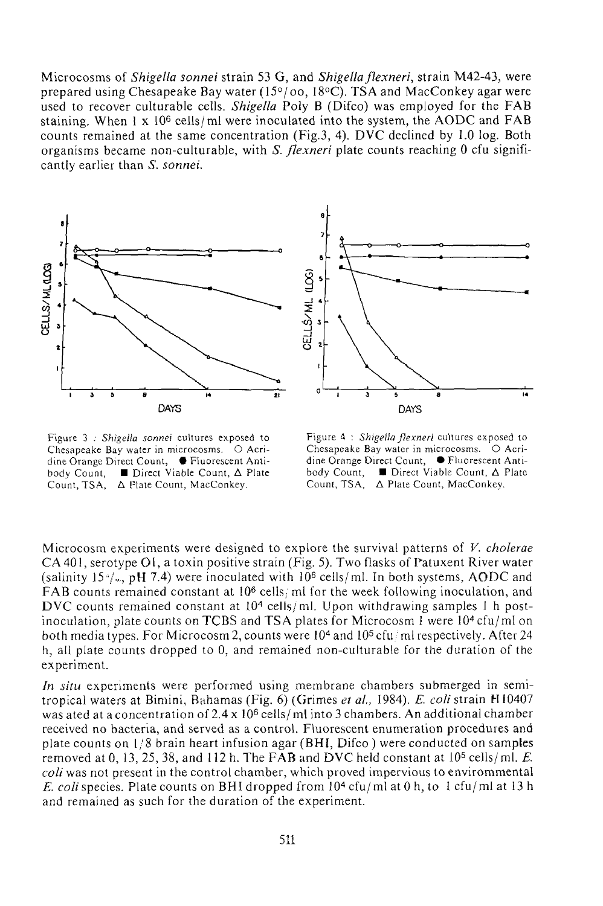Microcosms of *Shigella sonnei* strain 53 G, and *Shigella flexneri*, strain M42-43, were prepared using Chesapeake Bay water (15°/oo, 18°C). TSA and MacConkey agar were used to recover culturable cells. *Shigella* Poly B (Difco) was employed for the FAB staining. When 1 x $10^6$ cells/ml were inoculated into the system, the AODC and FAB counts remained at the same concentration (Fig.3, 4). DVC declined by 1.0 log. Both organisms became non-culturable, with *S. flexneri* plate counts reaching 0 cfu significantly earlier than *S. sonnei*.

Figure 3 : *Shigella sonnei* cultures exposed to Chesapeake Bay water in microcosms. ○ Acridine Orange Direct Count, ● Fluorescent Antibody Count, ■ Direct Viable Count, Δ Plate Count, TSA, Δ Plate Count, MacConkey.

Figure 4 : *Shigella flexneri* cultures exposed to Chesapeake Bay water in microcosms. ○ Acridine Orange Direct Count, ● Fluorescent Antibody Count, ■ Direct Viable Count, Δ Plate Count, TSA, Δ Plate Count, MacConkey.

Microcosm experiments were designed to explore the survival patterns of *V. cholerae* CA401, serotype O1, a toxin positive strain (Fig. 5). Two flasks of Patuxent River water (salinity 15°/oo, pH 7.4) were inoculated with $10^6$ cells/ml. In both systems, AODC and FAB counts remained constant at $10^6$ cells/ml for the week following inoculation, and DVC counts remained constant at $10^4$ cells/ml. Upon withdrawing samples 1 h post-inoculation, plate counts on TCBS and TSA plates for Microcosm 1 were $10^4$ cfu/ml on both media types. For Microcosm 2, counts were $10^4$ and $10^5$ cfu/ml respectively. After 24 h, all plate counts dropped to 0, and remained non-culturable for the duration of the experiment.

*In situ* experiments were performed using membrane chambers submerged in semi-tropical waters at Bimini, Bahamas (Fig. 6) (Grimes *et al.*, 1984). *E. coli* strain H10407 was ated at a concentration of 2.4 x $10^6$ cells/ml into 3 chambers. An additional chamber received no bacteria, and served as a control. Fluorescent enumeration procedures and plate counts on 1/8 brain heart infusion agar (BHI, Difco) were conducted on samples removed at 0, 13, 25, 38, and 112 h. The FAB and DVC held constant at $10^5$ cells/ml. *E. coli* was not present in the control chamber, which proved impervious to envirommental *E. coli* species. Plate counts on BHI dropped from $10^4$ cfu/ml at 0 h, to 1 cfu/ml at 13 h and remained as such for the duration of the experiment.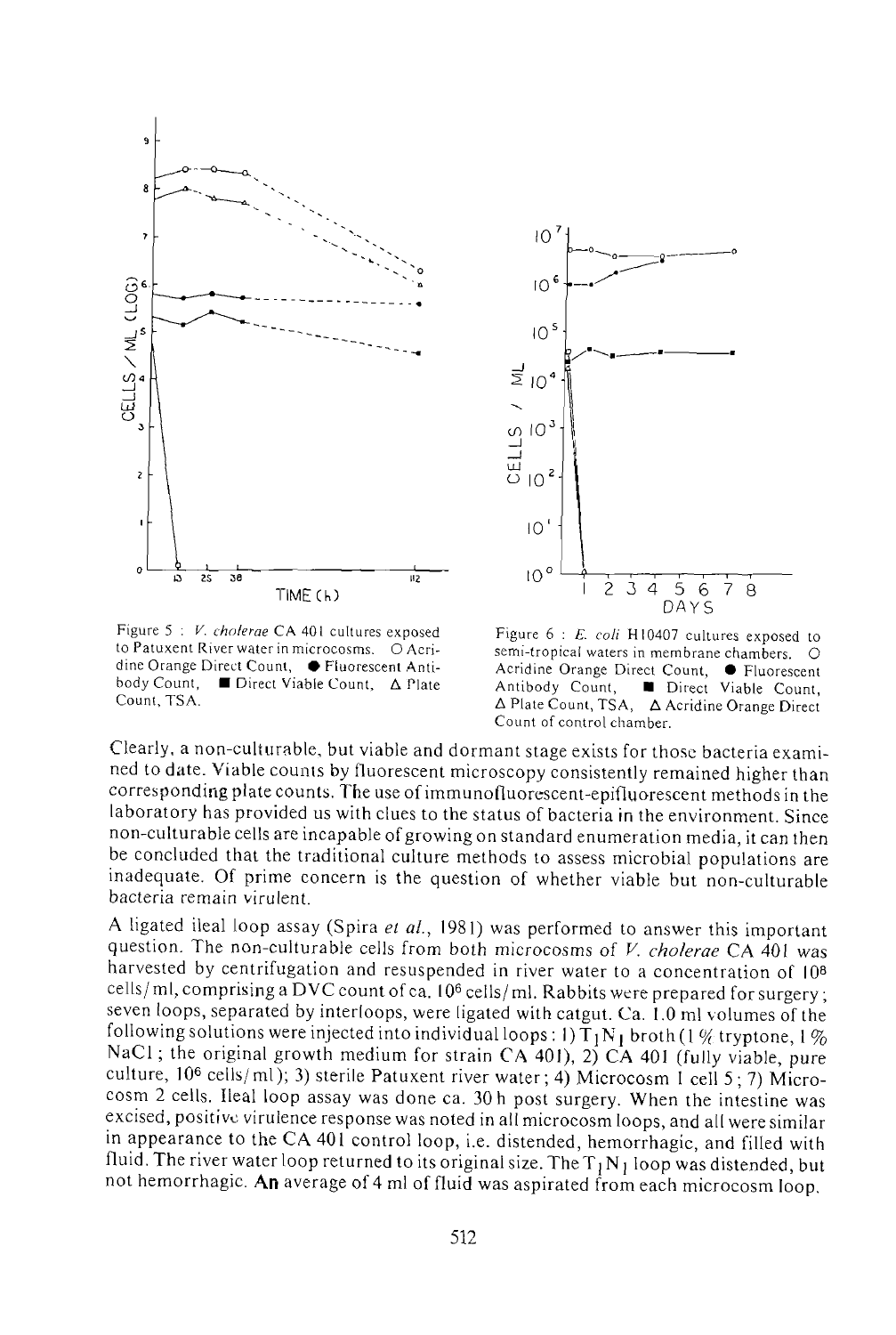Figure 5 : *V. cholerae* CA 401 cultures exposed to Patuxent River water in microcosms. ○ Acridine Orange Direct Count, ● Fluorescent Antibody Count, ■ Direct Viable Count, △ Plate Count, TSA.

Figure 6 : *E. coli* H10407 cultures exposed to semi-tropical waters in membrane chambers. ○ Acridine Orange Direct Count, ● Fluorescent Antibody Count, ■ Direct Viable Count, △ Plate Count, TSA, △ Acridine Orange Direct Count of control chamber.

Clearly, a non-culturable, but viable and dormant stage exists for those bacteria examined to date. Viable counts by fluorescent microscopy consistently remained higher than corresponding plate counts. The use of immunofluorescent-epifluorescent methods in the laboratory has provided us with clues to the status of bacteria in the environment. Since non-culturable cells are incapable of growing on standard enumeration media, it can then be concluded that the traditional culture methods to assess microbial populations are inadequate. Of prime concern is the question of whether viable but non-culturable bacteria remain virulent.

A ligated ileal loop assay (Spira *et al.*, 1981) was performed to answer this important question. The non-culturable cells from both microcosms of *V. cholerae* CA 401 was harvested by centrifugation and resuspended in river water to a concentration of $10^8$ cells/ml, comprising a DVC count of ca. $10^6$ cells/ml. Rabbits were prepared for surgery; seven loops, separated by interloops, were ligated with catgut. Ca. 1.0 ml volumes of the following solutions were injected into individual loops: 1) $T_1N_1$ broth (1 % tryptone, 1 % NaCl; the original growth medium for strain CA 401), 2) CA 401 (fully viable, pure culture, $10^6$ cells/ml); 3) sterile Patuxent river water; 4) Microcosm 1 cell 5; 7) Microcosm 2 cells. Ileal loop assay was done ca. 30 h post surgery. When the intestine was excised, positive virulence response was noted in all microcosm loops, and all were similar in appearance to the CA 401 control loop, i.e. distended, hemorrhagic, and filled with fluid. The river water loop returned to its original size. The $T_1N_1$ loop was distended, but not hemorrhagic. An average of 4 ml of fluid was aspirated from each microcosm loop.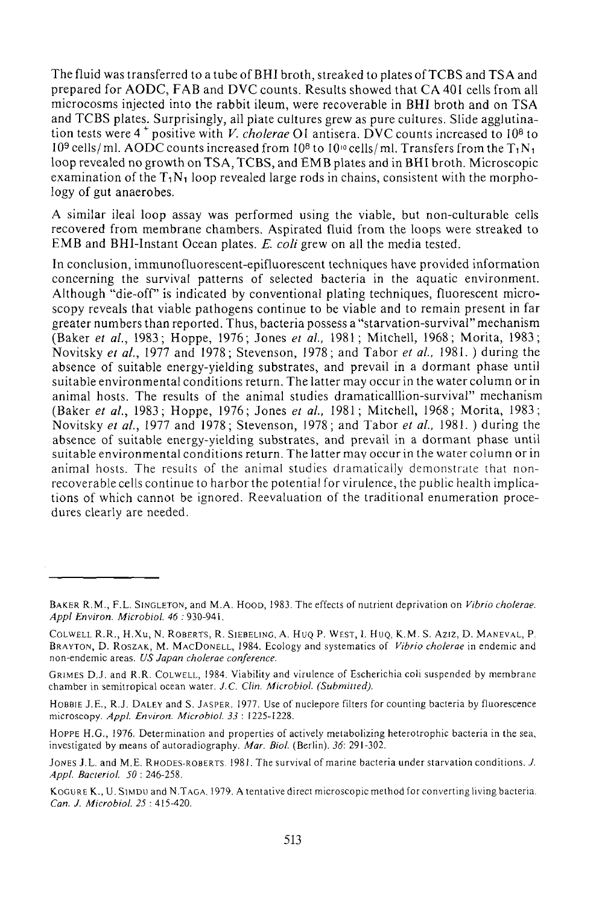The fluid was transferred to a tube of BHI broth, streaked to plates of TCBS and TSA and prepared for AODC, FAB and DVC counts. Results showed that CA 401 cells from all microcosms injected into the rabbit ileum, were recoverable in BHI broth and on TSA and TCBS plates. Surprisingly, all plate cultures grew as pure cultures. Slide agglutination tests were $4^+$ positive with *V. cholerae* O1 antisera. DVC counts increased to $10^8$ to $10^9$ cells/ml. AODC counts increased from $10^8$ to $10^{10}$ cells/ml. Transfers from the $T_1N_1$ loop revealed no growth on TSA, TCBS, and EMB plates and in BHI broth. Microscopic examination of the $T_1N_1$ loop revealed large rods in chains, consistent with the morphology of gut anaerobes.

A similar ileal loop assay was performed using the viable, but non-culturable cells recovered from membrane chambers. Aspirated fluid from the loops were streaked to EMB and BHI-Instant Ocean plates. *E. coli* grew on all the media tested.

In conclusion, immunofluorescent-epifluorescent techniques have provided information concerning the survival patterns of selected bacteria in the aquatic environment. Although "die-off" is indicated by conventional plating techniques, fluorescent microscopy reveals that viable pathogens continue to be viable and to remain present in far greater numbers than reported. Thus, bacteria possess a "starvation-survival" mechanism (Baker *et al.*, 1983; Hoppe, 1976; Jones *et al.*, 1981; Mitchell, 1968; Morita, 1983; Novitsky *et al.*, 1977 and 1978; Stevenson, 1978; and Tabor *et al.*, 1981. ) during the absence of suitable energy-yielding substrates, and prevail in a dormant phase until suitable environmental conditions return. The latter may occur in the water column or in animal hosts. The results of the animal studies dramaticalllion-survival" mechanism (Baker *et al.*, 1983; Hoppe, 1976; Jones *et al.*, 1981; Mitchell, 1968; Morita, 1983; Novitsky *et al.*, 1977 and 1978; Stevenson, 1978; and Tabor *et al.*, 1981. ) during the absence of suitable energy-yielding substrates, and prevail in a dormant phase until suitable environmental conditions return. The latter may occur in the water column or in animal hosts. The results of the animal studies dramatically demonstrate that non-recoverable cells continue to harbor the potential for virulence, the public health implications of which cannot be ignored. Reevaluation of the traditional enumeration procedures clearly are needed.

---

BAKER R.M., F.L. SINGLETON, and M.A. HOOD, 1983. The effects of nutrient deprivation on *Vibrio cholerae*. *Appl Environ. Microbiol. 46* : 930-941.

COLWELL R.R., H.Xu, N. ROBERTS, R. SIEBELING, A. HUQ P. WEST, I. HUQ, K.M. S. AZIZ, D. MANEVAL, P. BRAYTON, D. ROSZAK, M. MACDONELL, 1984. Ecology and systematics of *Vibrio cholerae* in endemic and non-endemic areas. *US Japan cholerae conference.*

GRIMES D.J. and R.R. COLWELL, 1984. Viability and virulence of Escherichia coli suspended by membrane chamber in semitropical ocean water. *J.C. Clin. Microbiol. (Submitted).*

HOBBIE J.E., R.J. DALEY and S. JASPER. 1977. Use of nuclepore filters for counting bacteria by fluorescence microscopy. *Appl. Environ. Microbiol. 33* : 1225-1228.

HOPPE H.G., 1976. Determination and properties of actively metabolizing heterotrophic bacteria in the sea, investigated by means of autoradiography. *Mar. Biol.* (Berlin). *36*: 291-302.

JONES J.L. and M.E. RHODES-ROBERTS. 1981. The survival of marine bacteria under starvation conditions. *J. Appl. Bacteriol. 50* : 246-258.

KOGURE K., U. SIMDU and N.TAGA. 1979. A tentative direct microscopic method for converting living bacteria. *Can. J. Microbiol. 25* : 415-420.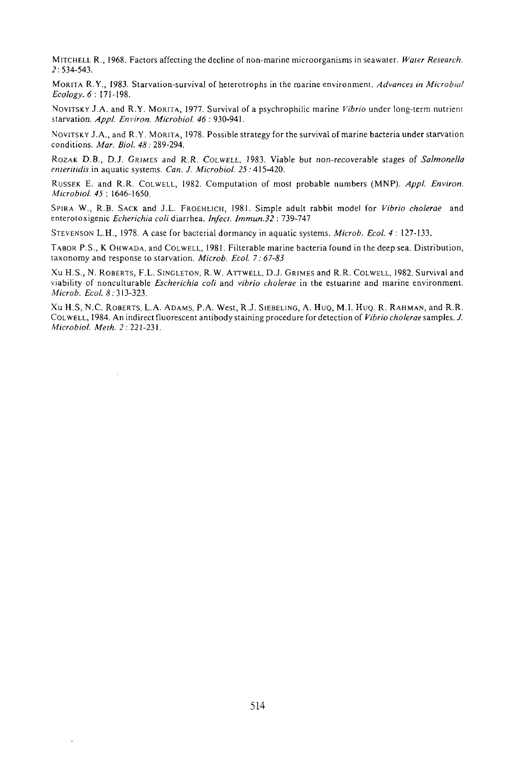MITCHELL R., 1968. Factors affecting the decline of non-marine microorganisms in seawater. *Water Research.* *2*: 534-543.

MORITA R.Y., 1983. Starvation-survival of heterotrophs in the marine environment. *Advances in Microbial Ecology.* *6* : 171-198.

NOVITSKY J.A. and R.Y. MORITA, 1977. Survival of a psychrophilic marine *Vibrio* under long-term nutrient starvation. *Appl. Environ. Microbiol.* *46* : 930-941.

NOVITSKY J.A., and R.Y. MORITA, 1978. Possible strategy for the survival of marine bacteria under starvation conditions. *Mar. Biol.* *48* : 289-294.

ROZAK D.B., D.J. GRIMES and R.R. COLWELL, 1983. Viable but non-recoverable stages of *Salmonella enteritidis* in aquatic systems. *Can. J. Microbiol.* *25* : 415-420.

RUSSEK E. and R.R. COLWELL, 1982. Computation of most probable numbers (MNP). *Appl. Environ. Microbiol.* *45* : 1646-1650.

SPIRA W., R.B. SACK and J.L. FROEHLICH, 1981. Simple adult rabbit model for *Vibrio cholerae* and enterotoxigenic *Echerichia coli* diarrhea. *Infect. Immun.32* : 739-747

STEVENSON L.H., 1978. A case for bacterial dormancy in aquatic systems. *Microb. Ecol.* *4* : 127-133.

TABOR P.S., K OHWADA, and COLWELL, 1981. Filterable marine bacteria found in the deep sea. Distribution, taxonomy and response to starvation. *Microb. Ecol. 7 : 67-83*

XU H.S., N. ROBERTS, F.L. SINGLETON, R.W. ATTWELL, D.J. GRIMES and R.R. COLWELL, 1982. Survival and viability of nonculturable *Escherichia coli* and *vibrio cholerae* in the estuarine and marine environment. *Microb. Ecol.* *8* : 313-323.

XU H.S, N.C. ROBERTS, L.A. ADAMS, P.A. West, R.J. SIEBELING, A. HUQ, M.I. HUQ. R. RAHMAN, and R.R. COLWELL, 1984. An indirect fluorescent antibody staining procedure for detection of *Vibrio cholerae* samples. *J. Microbiol. Meth.* *2* : 221-231.